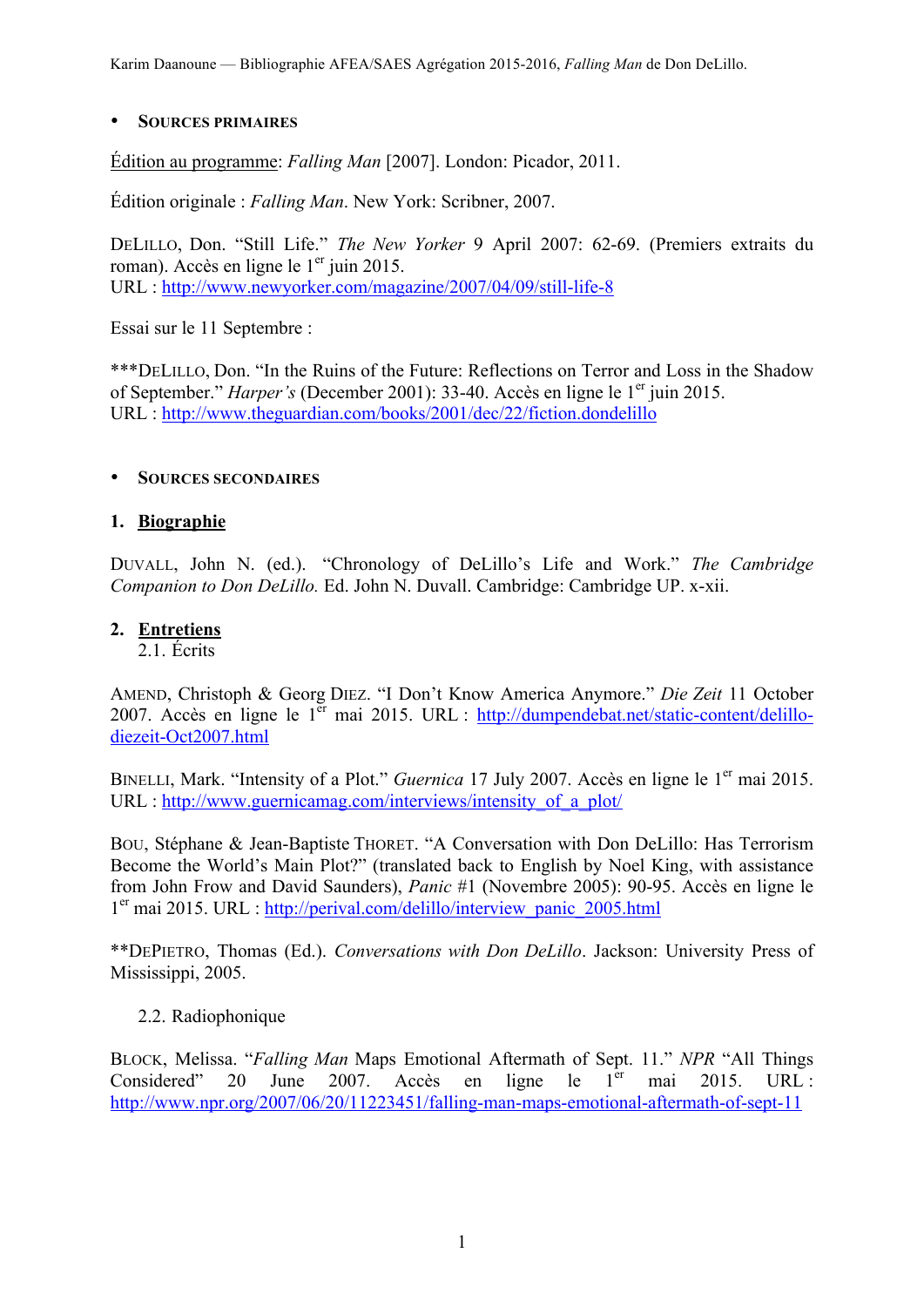- **SOURCES PRIMAIRES**

Édition au programme: *Falling Man* [2007]. London: Picador, 2011.

Édition originale : *Falling Man*. New York: Scribner, 2007.

DELILLO, Don. "Still Life." *The New Yorker* 9 April 2007: 62-69. (Premiers extraits du roman). Accès en ligne le 1[er] juin 2015.
URL : http://www.newyorker.com/magazine/2007/04/09/still-life-8

Essai sur le 11 Septembre :

***DELILLO, Don. "In the Ruins of the Future: Reflections on Terror and Loss in the Shadow of September." *Harper's* (December 2001): 33-40. Accès en ligne le 1[er] juin 2015.
URL : http://www.theguardian.com/books/2001/dec/22/fiction.dondelillo

- **SOURCES SECONDAIRES**

## 1. Biographie

DUVALL, John N. (ed.). "Chronology of DeLillo's Life and Work." *The Cambridge Companion to Don DeLillo.* Ed. John N. Duvall. Cambridge: Cambridge UP. x-xii.

## 2. Entretiens

### 2.1. Écrits

AMEND, Christoph & Georg DIEZ. "I Don't Know America Anymore." *Die Zeit* 11 October 2007. Accès en ligne le 1[er] mai 2015. URL : http://dumpendebat.net/static-content/delillo-diezeit-Oct2007.html

BINELLI, Mark. "Intensity of a Plot." *Guernica* 17 July 2007. Accès en ligne le 1[er] mai 2015. URL : http://www.guernicamag.com/interviews/intensity_of_a_plot/

BOU, Stéphane & Jean-Baptiste THORET. "A Conversation with Don DeLillo: Has Terrorism Become the World's Main Plot?" (translated back to English by Noel King, with assistance from John Frow and David Saunders), *Panic* #1 (Novembre 2005): 90-95. Accès en ligne le 1[er] mai 2015. URL : http://perival.com/delillo/interview_panic_2005.html

**DEPIETRO, Thomas (Ed.). *Conversations with Don DeLillo*. Jackson: University Press of Mississippi, 2005.

### 2.2. Radiophonique

BLOCK, Melissa. "*Falling Man* Maps Emotional Aftermath of Sept. 11." *NPR* "All Things Considered" 20 June 2007. Accès en ligne le 1[er] mai 2015. URL : http://www.npr.org/2007/06/20/11223451/falling-man-maps-emotional-aftermath-of-sept-11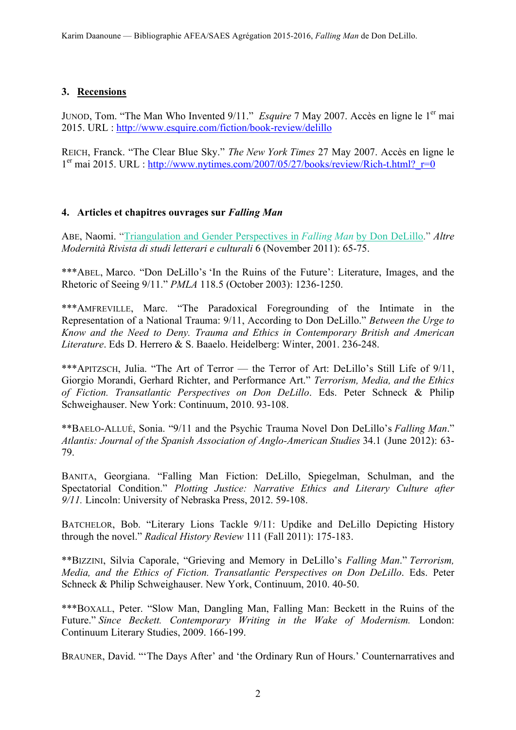### 3. Recensions

JUNOD, Tom. "The Man Who Invented 9/11." *Esquire* 7 May 2007. Accès en ligne le 1er mai 2015. URL : http://www.esquire.com/fiction/book-review/delillo

REICH, Franck. "The Clear Blue Sky." *The New York Times* 27 May 2007. Accès en ligne le 1er mai 2015. URL : http://www.nytimes.com/2007/05/27/books/review/Rich-t.html?_r=0

### 4. Articles et chapitres ouvrages sur *Falling Man*

ABE, Naomi. "Triangulation and Gender Perspectives in *Falling Man* by Don DeLillo." *Altre Modernità Rivista di studi letterari e culturali* 6 (November 2011): 65-75.

***ABEL, Marco. "Don DeLillo's 'In the Ruins of the Future': Literature, Images, and the Rhetoric of Seeing 9/11." *PMLA* 118.5 (October 2003): 1236-1250.

***AMFREVILLE, Marc. "The Paradoxical Foregrounding of the Intimate in the Representation of a National Trauma: 9/11, According to Don DeLillo." *Between the Urge to Know and the Need to Deny. Trauma and Ethics in Contemporary British and American Literature*. Eds D. Herrero & S. Baaelo. Heidelberg: Winter, 2001. 236-248.

***APITZSCH, Julia. "The Art of Terror — the Terror of Art: DeLillo's Still Life of 9/11, Giorgio Morandi, Gerhard Richter, and Performance Art." *Terrorism, Media, and the Ethics of Fiction. Transatlantic Perspectives on Don DeLillo*. Eds. Peter Schneck & Philip Schweighauser. New York: Continuum, 2010. 93-108.

**BAELO-ALLUÉ, Sonia. "9/11 and the Psychic Trauma Novel Don DeLillo's *Falling Man*." *Atlantis: Journal of the Spanish Association of Anglo-American Studies* 34.1 (June 2012): 63-79.

BANITA, Georgiana. "Falling Man Fiction: DeLillo, Spiegelman, Schulman, and the Spectatorial Condition." *Plotting Justice: Narrative Ethics and Literary Culture after 9/11.* Lincoln: University of Nebraska Press, 2012. 59-108.

BATCHELOR, Bob. "Literary Lions Tackle 9/11: Updike and DeLillo Depicting History through the novel." *Radical History Review* 111 (Fall 2011): 175-183.

**BIZZINI, Silvia Caporale, "Grieving and Memory in DeLillo's *Falling Man*." *Terrorism, Media, and the Ethics of Fiction. Transatlantic Perspectives on Don DeLillo*. Eds. Peter Schneck & Philip Schweighauser. New York, Continuum, 2010. 40-50.

***BOXALL, Peter. "Slow Man, Dangling Man, Falling Man: Beckett in the Ruins of the Future." *Since Beckett. Contemporary Writing in the Wake of Modernism.* London: Continuum Literary Studies, 2009. 166-199.

BRAUNER, David. "'The Days After' and 'the Ordinary Run of Hours.' Counternarratives and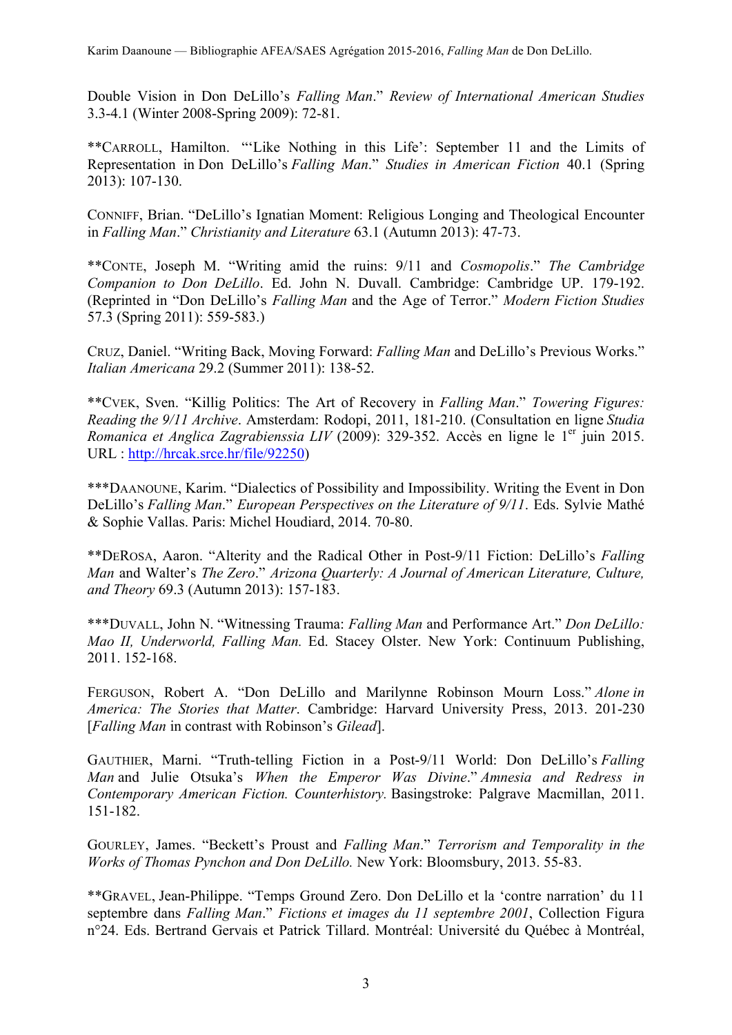Double Vision in Don DeLillo's *Falling Man*." *Review of International American Studies* 3.3-4.1 (Winter 2008-Spring 2009): 72-81.

**CARROLL, Hamilton. "'Like Nothing in this Life': September 11 and the Limits of Representation in Don DeLillo's *Falling Man*." *Studies in American Fiction* 40.1 (Spring 2013): 107-130.

CONNIFF, Brian. "DeLillo's Ignatian Moment: Religious Longing and Theological Encounter in *Falling Man*." *Christianity and Literature* 63.1 (Autumn 2013): 47-73.

**CONTE, Joseph M. "Writing amid the ruins: 9/11 and *Cosmopolis*." *The Cambridge Companion to Don DeLillo*. Ed. John N. Duvall. Cambridge: Cambridge UP. 179-192. (Reprinted in "Don DeLillo's *Falling Man* and the Age of Terror." *Modern Fiction Studies* 57.3 (Spring 2011): 559-583.)

CRUZ, Daniel. "Writing Back, Moving Forward: *Falling Man* and DeLillo's Previous Works." *Italian Americana* 29.2 (Summer 2011): 138-52.

**CVEK, Sven. "Killig Politics: The Art of Recovery in *Falling Man*." *Towering Figures: Reading the 9/11 Archive*. Amsterdam: Rodopi, 2011, 181-210. (Consultation en ligne *Studia Romanica et Anglica Zagrabienssia LIV* (2009): 329-352. Accès en ligne le 1er juin 2015. URL : http://hrcak.srce.hr/file/92250)

***DAANOUNE, Karim. "Dialectics of Possibility and Impossibility. Writing the Event in Don DeLillo's *Falling Man*." *European Perspectives on the Literature of 9/11*. Eds. Sylvie Mathé & Sophie Vallas. Paris: Michel Houdiard, 2014. 70-80.

**DEROSA, Aaron. "Alterity and the Radical Other in Post-9/11 Fiction: DeLillo's *Falling Man* and Walter's *The Zero*." *Arizona Quarterly: A Journal of American Literature, Culture, and Theory* 69.3 (Autumn 2013): 157-183.

***DUVALL, John N. "Witnessing Trauma: *Falling Man* and Performance Art." *Don DeLillo: Mao II, Underworld, Falling Man.* Ed. Stacey Olster. New York: Continuum Publishing, 2011. 152-168.

FERGUSON, Robert A. "Don DeLillo and Marilynne Robinson Mourn Loss." *Alone in America: The Stories that Matter*. Cambridge: Harvard University Press, 2013. 201-230 [*Falling Man* in contrast with Robinson's *Gilead*].

GAUTHIER, Marni. "Truth-telling Fiction in a Post-9/11 World: Don DeLillo's *Falling Man* and Julie Otsuka's *When the Emperor Was Divine*." *Amnesia and Redress in Contemporary American Fiction. Counterhistory.* Basingstroke: Palgrave Macmillan, 2011. 151-182.

GOURLEY, James. "Beckett's Proust and *Falling Man*." *Terrorism and Temporality in the Works of Thomas Pynchon and Don DeLillo.* New York: Bloomsbury, 2013. 55-83.

**GRAVEL, Jean-Philippe. "Temps Ground Zero. Don DeLillo et la 'contre narration' du 11 septembre dans *Falling Man*." *Fictions et images du 11 septembre 2001*, Collection Figura n°24. Eds. Bertrand Gervais et Patrick Tillard. Montréal: Université du Québec à Montréal,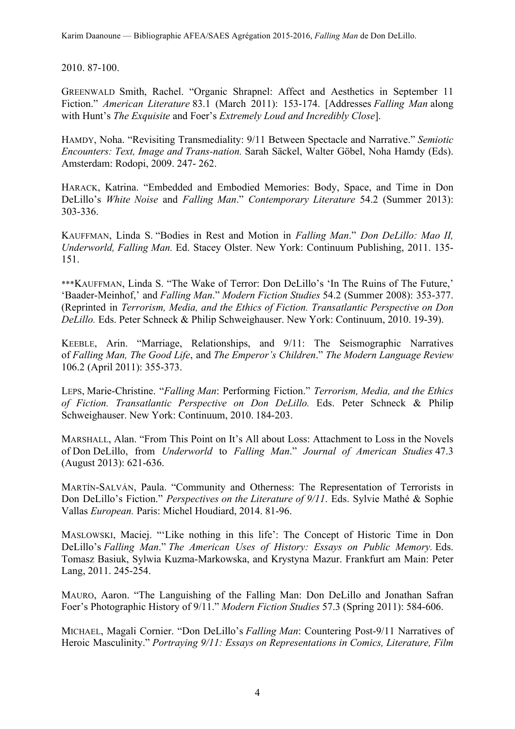2010. 87-100.

GREENWALD Smith, Rachel. "Organic Shrapnel: Affect and Aesthetics in September 11 Fiction." *American Literature* 83.1 (March 2011): 153-174. [Addresses *Falling Man* along with Hunt's *The Exquisite* and Foer's *Extremely Loud and Incredibly Close*].

HAMDY, Noha. "Revisiting Transmediality: 9/11 Between Spectacle and Narrative." *Semiotic Encounters: Text, Image and Trans-nation.* Sarah Säckel, Walter Göbel, Noha Hamdy (Eds). Amsterdam: Rodopi, 2009. 247- 262.

HARACK, Katrina. "Embedded and Embodied Memories: Body, Space, and Time in Don DeLillo's *White Noise* and *Falling Man*." *Contemporary Literature* 54.2 (Summer 2013): 303-336.

KAUFFMAN, Linda S. "Bodies in Rest and Motion in *Falling Man*." *Don DeLillo: Mao II, Underworld, Falling Man.* Ed. Stacey Olster. New York: Continuum Publishing, 2011. 135-151.

***KAUFFMAN, Linda S. "The Wake of Terror: Don DeLillo's 'In The Ruins of The Future,' 'Baader-Meinhof,' and *Falling Man*." *Modern Fiction Studies* 54.2 (Summer 2008): 353-377. (Reprinted in *Terrorism, Media, and the Ethics of Fiction. Transatlantic Perspective on Don DeLillo.* Eds. Peter Schneck & Philip Schweighauser. New York: Continuum, 2010. 19-39).

KEEBLE, Arin. "Marriage, Relationships, and 9/11: The Seismographic Narratives of *Falling Man, The Good Life*, and *The Emperor's Children*." *The Modern Language Review* 106.2 (April 2011): 355-373.

LEPS, Marie-Christine. "*Falling Man*: Performing Fiction." *Terrorism, Media, and the Ethics of Fiction. Transatlantic Perspective on Don DeLillo.* Eds. Peter Schneck & Philip Schweighauser. New York: Continuum, 2010. 184-203.

MARSHALL, Alan. "From This Point on It's All about Loss: Attachment to Loss in the Novels of Don DeLillo, from *Underworld* to *Falling Man*." *Journal of American Studies* 47.3 (August 2013): 621-636.

MARTÍN-SALVÁN, Paula. "Community and Otherness: The Representation of Terrorists in Don DeLillo's Fiction." *Perspectives on the Literature of 9/11*. Eds. Sylvie Mathé & Sophie Vallas *European.* Paris: Michel Houdiard, 2014. 81-96.

MASLOWSKI, Maciej. "'Like nothing in this life': The Concept of Historic Time in Don DeLillo's *Falling Man*." *The American Uses of History: Essays on Public Memory.* Eds. Tomasz Basiuk, Sylwia Kuzma-Markowska, and Krystyna Mazur. Frankfurt am Main: Peter Lang, 2011. 245-254.

MAURO, Aaron. "The Languishing of the Falling Man: Don DeLillo and Jonathan Safran Foer's Photographic History of 9/11." *Modern Fiction Studies* 57.3 (Spring 2011): 584-606.

MICHAEL, Magali Cornier. "Don DeLillo's *Falling Man*: Countering Post-9/11 Narratives of Heroic Masculinity." *Portraying 9/11: Essays on Representations in Comics, Literature, Film*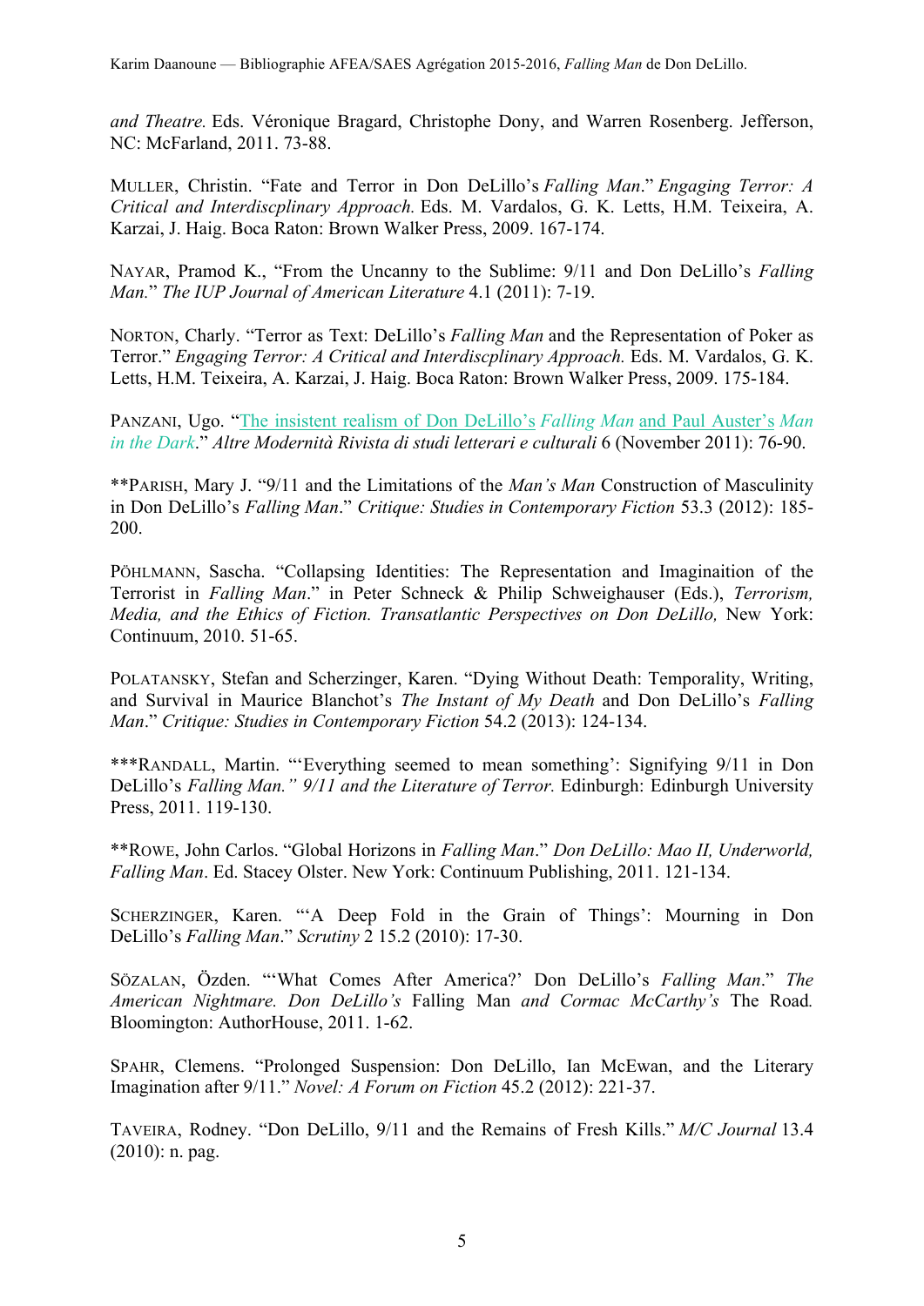*and Theatre.* Eds. Véronique Bragard, Christophe Dony, and Warren Rosenberg. Jefferson, NC: McFarland, 2011. 73-88.

MULLER, Christin. "Fate and Terror in Don DeLillo's *Falling Man*." *Engaging Terror: A Critical and Interdiscplinary Approach.* Eds. M. Vardalos, G. K. Letts, H.M. Teixeira, A. Karzai, J. Haig. Boca Raton: Brown Walker Press, 2009. 167-174.

NAYAR, Pramod K., "From the Uncanny to the Sublime: 9/11 and Don DeLillo's *Falling Man.*" *The IUP Journal of American Literature* 4.1 (2011): 7-19.

NORTON, Charly. "Terror as Text: DeLillo's *Falling Man* and the Representation of Poker as Terror." *Engaging Terror: A Critical and Interdiscplinary Approach.* Eds. M. Vardalos, G. K. Letts, H.M. Teixeira, A. Karzai, J. Haig. Boca Raton: Brown Walker Press, 2009. 175-184.

PANZANI, Ugo. "The insistent realism of Don DeLillo's *Falling Man* and Paul Auster's *Man in the Dark*." *Altre Modernità Rivista di studi letterari e culturali* 6 (November 2011): 76-90.

**PARISH, Mary J. "9/11 and the Limitations of the *Man's Man* Construction of Masculinity in Don DeLillo's *Falling Man*." *Critique: Studies in Contemporary Fiction* 53.3 (2012): 185-200.

PÖHLMANN, Sascha. "Collapsing Identities: The Representation and Imaginaition of the Terrorist in *Falling Man*." in Peter Schneck & Philip Schweighauser (Eds.), *Terrorism, Media, and the Ethics of Fiction. Transatlantic Perspectives on Don DeLillo,* New York: Continuum, 2010. 51-65.

POLATANSKY, Stefan and Scherzinger, Karen. "Dying Without Death: Temporality, Writing, and Survival in Maurice Blanchot's *The Instant of My Death* and Don DeLillo's *Falling Man*." *Critique: Studies in Contemporary Fiction* 54.2 (2013): 124-134.

***RANDALL, Martin. "'Everything seemed to mean something': Signifying 9/11 in Don DeLillo's *Falling Man." 9/11 and the Literature of Terror.* Edinburgh: Edinburgh University Press, 2011. 119-130.

**ROWE, John Carlos. "Global Horizons in *Falling Man*." *Don DeLillo: Mao II, Underworld, Falling Man*. Ed. Stacey Olster. New York: Continuum Publishing, 2011. 121-134.

SCHERZINGER, Karen. "'A Deep Fold in the Grain of Things': Mourning in Don DeLillo's *Falling Man*." *Scrutiny* 2 15.2 (2010): 17-30.

SÖZALAN, Özden. "'What Comes After America?' Don DeLillo's *Falling Man*." *The American Nightmare. Don DeLillo's* Falling Man *and Cormac McCarthy's* The Road*.* Bloomington: AuthorHouse, 2011. 1-62.

SPAHR, Clemens. "Prolonged Suspension: Don DeLillo, Ian McEwan, and the Literary Imagination after 9/11." *Novel: A Forum on Fiction* 45.2 (2012): 221-37.

TAVEIRA, Rodney. "Don DeLillo, 9/11 and the Remains of Fresh Kills." *M/C Journal* 13.4 (2010): n. pag.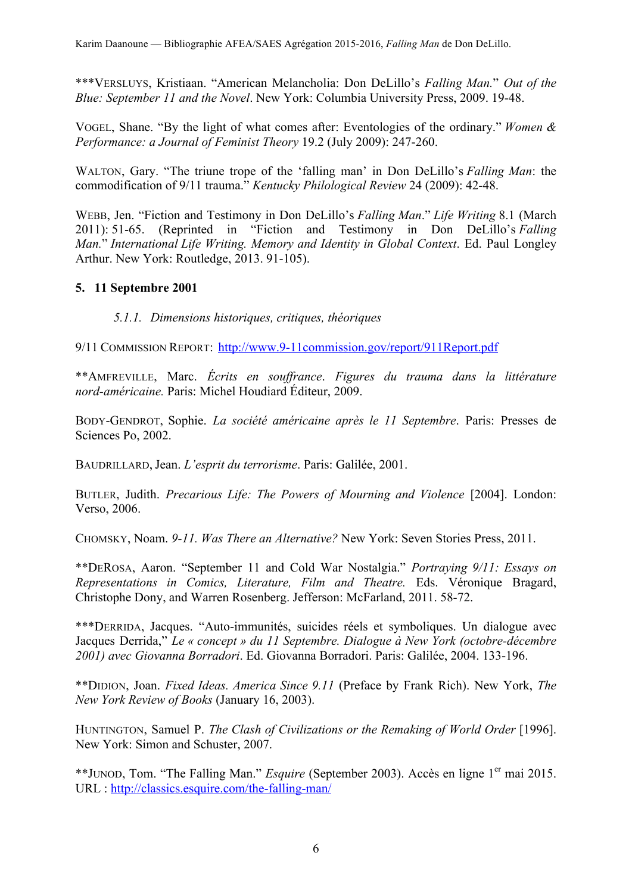***VERSLUYS, Kristiaan. “American Melancholia: Don DeLillo’s *Falling Man.*” *Out of the Blue: September 11 and the Novel*. New York: Columbia University Press, 2009. 19-48.

VOGEL, Shane. “By the light of what comes after: Eventologies of the ordinary.” *Women & Performance: a Journal of Feminist Theory* 19.2 (July 2009): 247-260.

WALTON, Gary. “The triune trope of the ‘falling man’ in Don DeLillo’s *Falling Man*: the commodification of 9/11 trauma.” *Kentucky Philological Review* 24 (2009): 42-48.

WEBB, Jen. “Fiction and Testimony in Don DeLillo’s *Falling Man*.” *Life Writing* 8.1 (March 2011): 51-65. (Reprinted in “Fiction and Testimony in Don DeLillo’s *Falling Man.*” *International Life Writing. Memory and Identity in Global Context*. Ed. Paul Longley Arthur. New York: Routledge, 2013. 91-105).

## 5. 11 Septembre 2001

### *5.1.1. Dimensions historiques, critiques, théoriques*

9/11 COMMISSION REPORT: http://www.9-11commission.gov/report/911Report.pdf

**AMFREVILLE, Marc. *Écrits en souffrance*. *Figures du trauma dans la littérature nord-américaine.* Paris: Michel Houdiard Éditeur, 2009.

BODY-GENDROT, Sophie. *La société américaine après le 11 Septembre*. Paris: Presses de Sciences Po, 2002.

BAUDRILLARD, Jean. *L’esprit du terrorisme*. Paris: Galilée, 2001.

BUTLER, Judith. *Precarious Life: The Powers of Mourning and Violence* [2004]. London: Verso, 2006.

CHOMSKY, Noam. *9-11. Was There an Alternative?* New York: Seven Stories Press, 2011.

**DEROSA, Aaron. “September 11 and Cold War Nostalgia.” *Portraying 9/11: Essays on Representations in Comics, Literature, Film and Theatre.* Eds. Véronique Bragard, Christophe Dony, and Warren Rosenberg. Jefferson: McFarland, 2011. 58-72.

***DERRIDA, Jacques. “Auto-immunités, suicides réels et symboliques. Un dialogue avec Jacques Derrida,” *Le « concept » du 11 Septembre. Dialogue à New York (octobre-décembre 2001) avec Giovanna Borradori*. Ed. Giovanna Borradori. Paris: Galilée, 2004. 133-196.

**DIDION, Joan. *Fixed Ideas. America Since 9.11* (Preface by Frank Rich). New York, *The New York Review of Books* (January 16, 2003).

HUNTINGTON, Samuel P. *The Clash of Civilizations or the Remaking of World Order* [1996]. New York: Simon and Schuster, 2007.

**JUNOD, Tom. “The Falling Man.” *Esquire* (September 2003). Accès en ligne 1er mai 2015. URL : http://classics.esquire.com/the-falling-man/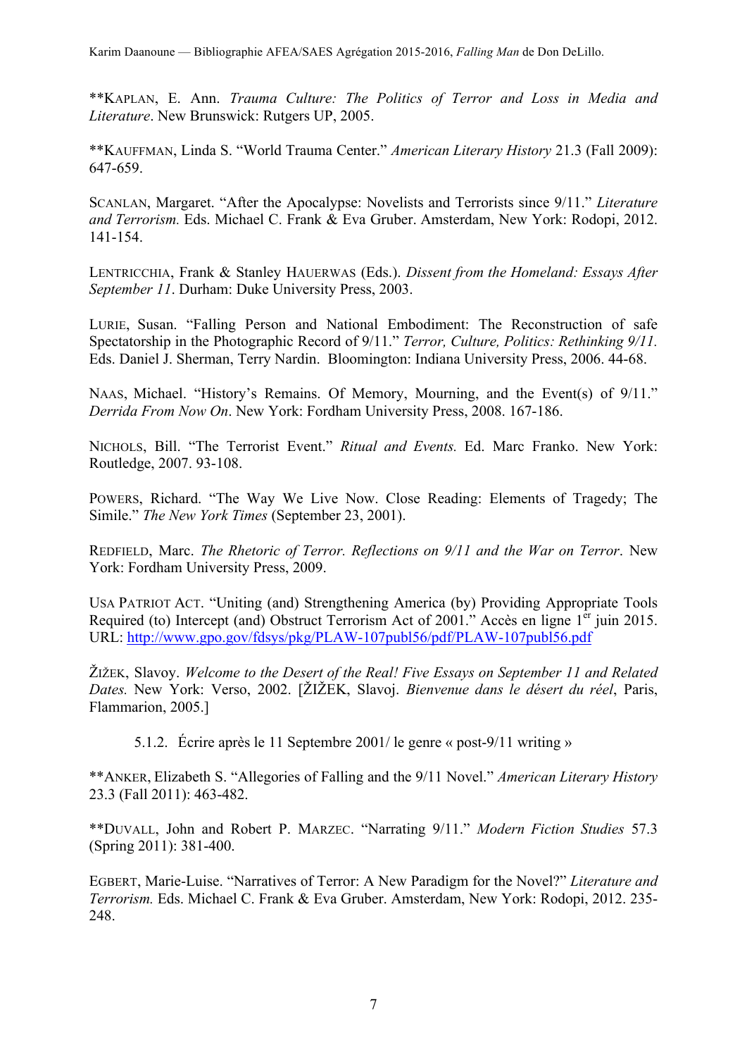**KAPLAN, E. Ann. *Trauma Culture: The Politics of Terror and Loss in Media and Literature*. New Brunswick: Rutgers UP, 2005.

**KAUFFMAN, Linda S. "World Trauma Center." *American Literary History* 21.3 (Fall 2009): 647-659.

SCANLAN, Margaret. "After the Apocalypse: Novelists and Terrorists since 9/11." *Literature and Terrorism.* Eds. Michael C. Frank & Eva Gruber. Amsterdam, New York: Rodopi, 2012. 141-154.

LENTRICCHIA, Frank & Stanley HAUERWAS (Eds.). *Dissent from the Homeland: Essays After September 11*. Durham: Duke University Press, 2003.

LURIE, Susan. "Falling Person and National Embodiment: The Reconstruction of safe Spectatorship in the Photographic Record of 9/11." *Terror, Culture, Politics: Rethinking 9/11.* Eds. Daniel J. Sherman, Terry Nardin. Bloomington: Indiana University Press, 2006. 44-68.

NAAS, Michael. "History's Remains. Of Memory, Mourning, and the Event(s) of 9/11." *Derrida From Now On*. New York: Fordham University Press, 2008. 167-186.

NICHOLS, Bill. "The Terrorist Event." *Ritual and Events.* Ed. Marc Franko. New York: Routledge, 2007. 93-108.

POWERS, Richard. "The Way We Live Now. Close Reading: Elements of Tragedy; The Simile." *The New York Times* (September 23, 2001).

REDFIELD, Marc. *The Rhetoric of Terror. Reflections on 9/11 and the War on Terror*. New York: Fordham University Press, 2009.

USA PATRIOT ACT. "Uniting (and) Strengthening America (by) Providing Appropriate Tools Required (to) Intercept (and) Obstruct Terrorism Act of 2001." Accès en ligne 1er juin 2015. URL: http://www.gpo.gov/fdsys/pkg/PLAW-107publ56/pdf/PLAW-107publ56.pdf

ŽIŽEK, Slavoy. *Welcome to the Desert of the Real! Five Essays on September 11 and Related Dates.* New York: Verso, 2002. [ŽIŽEK, Slavoj. *Bienvenue dans le désert du réel*, Paris, Flammarion, 2005.]

#### 5.1.2. Écrire après le 11 Septembre 2001/ le genre « post-9/11 writing »

**ANKER, Elizabeth S. "Allegories of Falling and the 9/11 Novel." *American Literary History* 23.3 (Fall 2011): 463-482.

**DUVALL, John and Robert P. MARZEC. "Narrating 9/11." *Modern Fiction Studies* 57.3 (Spring 2011): 381-400.

EGBERT, Marie-Luise. "Narratives of Terror: A New Paradigm for the Novel?" *Literature and Terrorism.* Eds. Michael C. Frank & Eva Gruber. Amsterdam, New York: Rodopi, 2012. 235-248.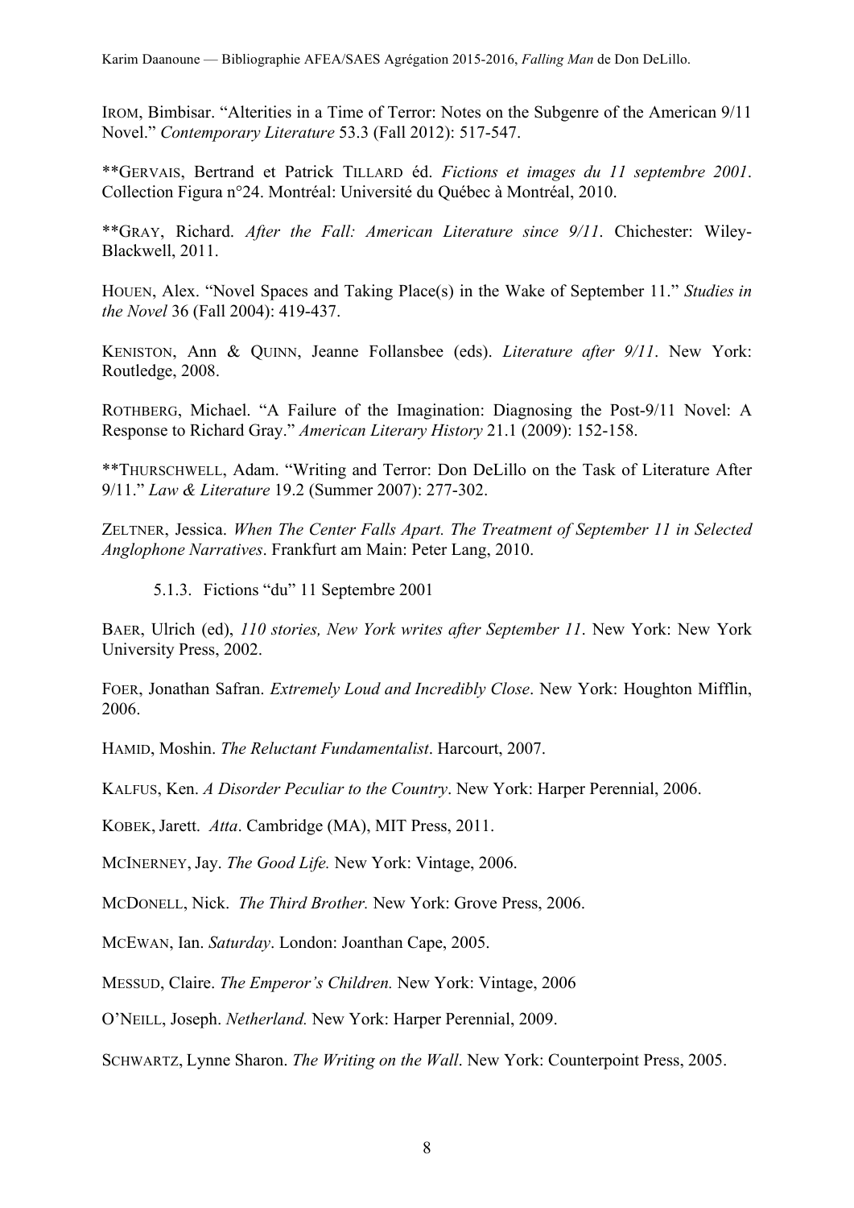IROM, Bimbisar. "Alterities in a Time of Terror: Notes on the Subgenre of the American 9/11 Novel." *Contemporary Literature* 53.3 (Fall 2012): 517-547.

**GERVAIS, Bertrand et Patrick TILLARD éd. *Fictions et images du 11 septembre 2001*. Collection Figura n°24. Montréal: Université du Québec à Montréal, 2010.

**GRAY, Richard. *After the Fall: American Literature since 9/11*. Chichester: Wiley-Blackwell, 2011.

HOUEN, Alex. "Novel Spaces and Taking Place(s) in the Wake of September 11." *Studies in the Novel* 36 (Fall 2004): 419-437.

KENISTON, Ann & QUINN, Jeanne Follansbee (eds). *Literature after 9/11*. New York: Routledge, 2008.

ROTHBERG, Michael. "A Failure of the Imagination: Diagnosing the Post-9/11 Novel: A Response to Richard Gray." *American Literary History* 21.1 (2009): 152-158.

**THURSCHWELL, Adam. "Writing and Terror: Don DeLillo on the Task of Literature After 9/11." *Law & Literature* 19.2 (Summer 2007): 277-302.

ZELTNER, Jessica. *When The Center Falls Apart. The Treatment of September 11 in Selected Anglophone Narratives*. Frankfurt am Main: Peter Lang, 2010.

5.1.3. Fictions "du" 11 Septembre 2001

BAER, Ulrich (ed), *110 stories, New York writes after September 11*. New York: New York University Press, 2002.

FOER, Jonathan Safran. *Extremely Loud and Incredibly Close*. New York: Houghton Mifflin, 2006.

HAMID, Moshin. *The Reluctant Fundamentalist*. Harcourt, 2007.

KALFUS, Ken. *A Disorder Peculiar to the Country*. New York: Harper Perennial, 2006.

KOBEK, Jarett. *Atta*. Cambridge (MA), MIT Press, 2011.

MCINERNEY, Jay. *The Good Life.* New York: Vintage, 2006.

MCDONELL, Nick. *The Third Brother.* New York: Grove Press, 2006.

MCEWAN, Ian. *Saturday*. London: Joanthan Cape, 2005.

MESSUD, Claire. *The Emperor's Children.* New York: Vintage, 2006

O'NEILL, Joseph. *Netherland.* New York: Harper Perennial, 2009.

SCHWARTZ, Lynne Sharon. *The Writing on the Wall*. New York: Counterpoint Press, 2005.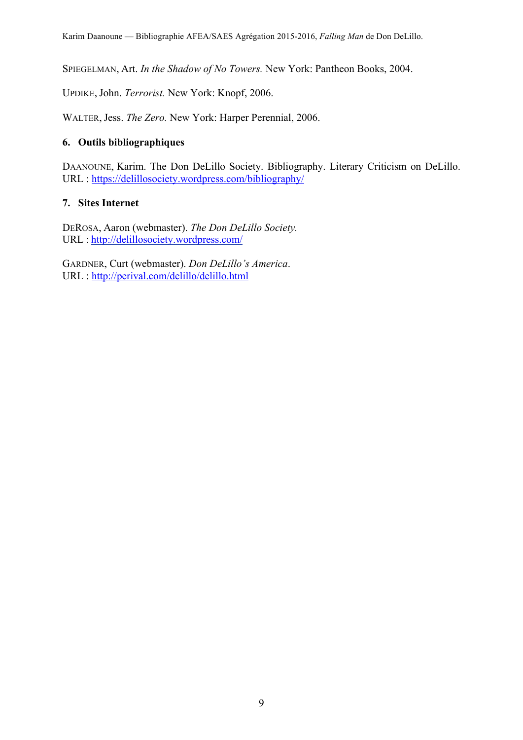SPIEGELMAN, Art. *In the Shadow of No Towers.* New York: Pantheon Books, 2004.

UPDIKE, John. *Terrorist.* New York: Knopf, 2006.

WALTER, Jess. *The Zero.* New York: Harper Perennial, 2006.

### 6. Outils bibliographiques

DAANOUNE, Karim. The Don DeLillo Society. Bibliography. Literary Criticism on DeLillo.
URL : https://delillosociety.wordpress.com/bibliography/

### 7. Sites Internet

DEROSA, Aaron (webmaster). *The Don DeLillo Society.*
URL : http://delillosociety.wordpress.com/

GARDNER, Curt (webmaster). *Don DeLillo's America*.
URL : http://perival.com/delillo/delillo.html